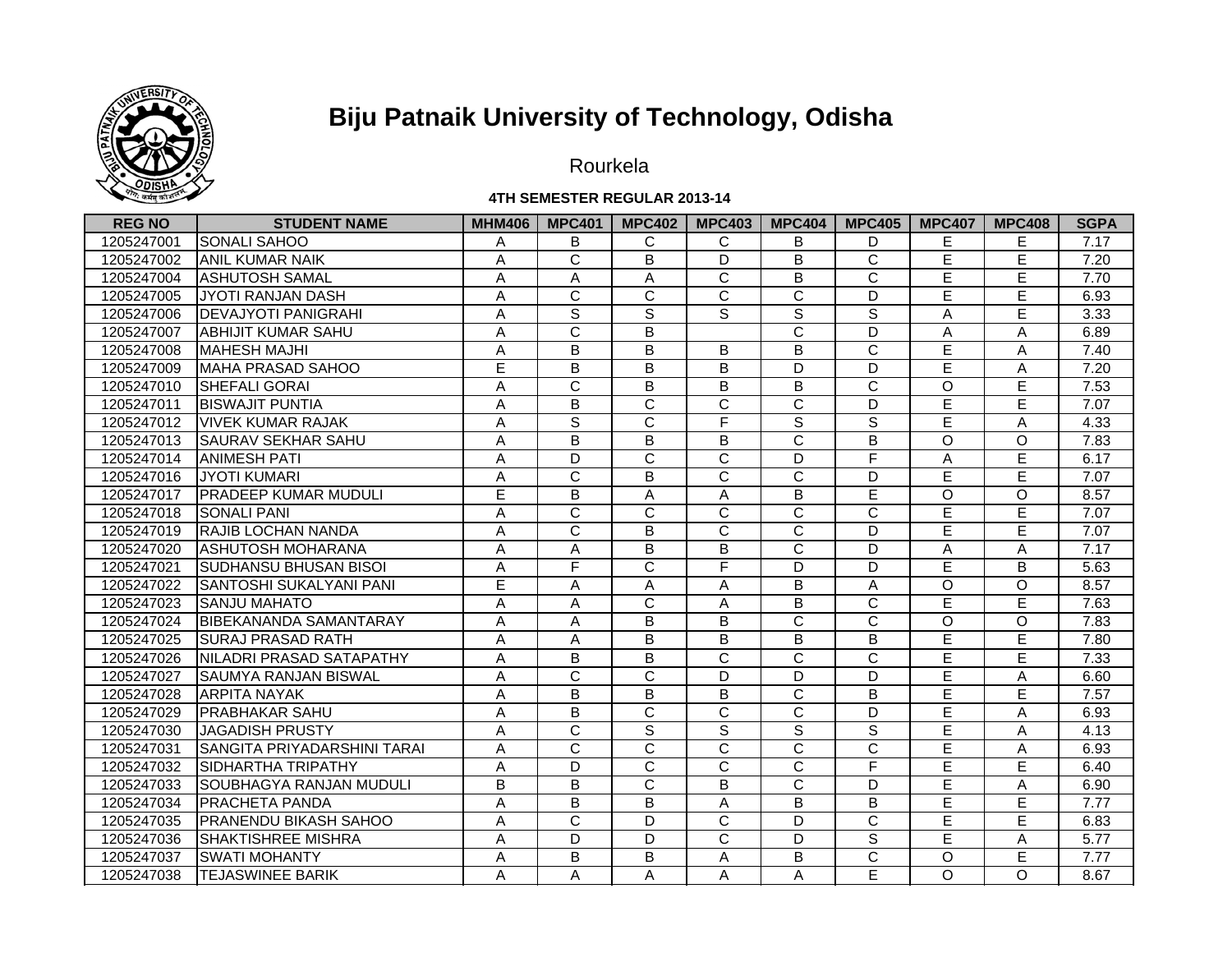# Biju Patnaik University of Technology, Odisha

Rourkela

**4TH SEMESTER REGULAR 2013-14**

| REG NO | STUDENT NAME | MHM406 | MPC401 | MPC402 | MPC403 | MPC404 | MPC405 | MPC407 | MPC408 | SGPA |
|---|---|---|---|---|---|---|---|---|---|---|
| 1205247001 | SONALI SAHOO | A | B | C | C | B | D | E | E | 7.17 |
| 1205247002 | ANIL KUMAR NAIK | A | C | B | D | B | C | E | E | 7.20 |
| 1205247004 | ASHUTOSH SAMAL | A | A | A | C | B | C | E | E | 7.70 |
| 1205247005 | JYOTI RANJAN DASH | A | C | C | C | C | D | E | E | 6.93 |
| 1205247006 | DEVAJYOTI PANIGRAHI | A | S | S | S | S | S | A | E | 3.33 |
| 1205247007 | ABHIJIT KUMAR SAHU | A | C | B | | C | D | A | A | 6.89 |
| 1205247008 | MAHESH MAJHI | A | B | B | B | B | C | E | A | 7.40 |
| 1205247009 | MAHA PRASAD SAHOO | E | B | B | B | D | D | E | A | 7.20 |
| 1205247010 | SHEFALI GORAI | A | C | B | B | B | C | O | E | 7.53 |
| 1205247011 | BISWAJIT PUNTIA | A | B | C | C | C | D | E | E | 7.07 |
| 1205247012 | VIVEK KUMAR RAJAK | A | S | C | F | S | S | E | A | 4.33 |
| 1205247013 | SAURAV SEKHAR SAHU | A | B | B | B | C | B | O | O | 7.83 |
| 1205247014 | ANIMESH PATI | A | D | C | C | D | F | A | E | 6.17 |
| 1205247016 | JYOTI KUMARI | A | C | B | C | C | D | E | E | 7.07 |
| 1205247017 | PRADEEP KUMAR MUDULI | E | B | A | A | B | E | O | O | 8.57 |
| 1205247018 | SONALI PANI | A | C | C | C | C | C | E | E | 7.07 |
| 1205247019 | RAJIB LOCHAN NANDA | A | C | B | C | C | D | E | E | 7.07 |
| 1205247020 | ASHUTOSH MOHARANA | A | A | B | B | C | D | A | A | 7.17 |
| 1205247021 | SUDHANSU BHUSAN BISOI | A | F | C | F | D | D | E | B | 5.63 |
| 1205247022 | SANTOSHI SUKALYANI PANI | E | A | A | A | B | A | O | O | 8.57 |
| 1205247023 | SANJU MAHATO | A | A | C | A | B | C | E | E | 7.63 |
| 1205247024 | BIBEKANANDA SAMANTARAY | A | A | B | B | C | C | O | O | 7.83 |
| 1205247025 | SURAJ PRASAD RATH | A | A | B | B | B | B | E | E | 7.80 |
| 1205247026 | NILADRI PRASAD SATAPATHY | A | B | B | C | C | C | E | E | 7.33 |
| 1205247027 | SAUMYA RANJAN BISWAL | A | C | C | D | D | D | E | A | 6.60 |
| 1205247028 | ARPITA NAYAK | A | B | B | B | C | B | E | E | 7.57 |
| 1205247029 | PRABHAKAR SAHU | A | B | C | C | C | D | E | A | 6.93 |
| 1205247030 | JAGADISH PRUSTY | A | C | S | S | S | S | E | A | 4.13 |
| 1205247031 | SANGITA PRIYADARSHINI TARAI | A | C | C | C | C | C | E | A | 6.93 |
| 1205247032 | SIDHARTHA TRIPATHY | A | D | C | C | C | F | E | E | 6.40 |
| 1205247033 | SOUBHAGYA RANJAN MUDULI | B | B | C | B | C | D | E | A | 6.90 |
| 1205247034 | PRACHETA PANDA | A | B | B | A | B | B | E | E | 7.77 |
| 1205247035 | PRANENDU BIKASH SAHOO | A | C | D | C | D | C | E | E | 6.83 |
| 1205247036 | SHAKTISHREE MISHRA | A | D | D | C | D | S | E | A | 5.77 |
| 1205247037 | SWATI MOHANTY | A | B | B | A | B | C | O | E | 7.77 |
| 1205247038 | TEJASWINEE BARIK | A | A | A | A | A | E | O | O | 8.67 |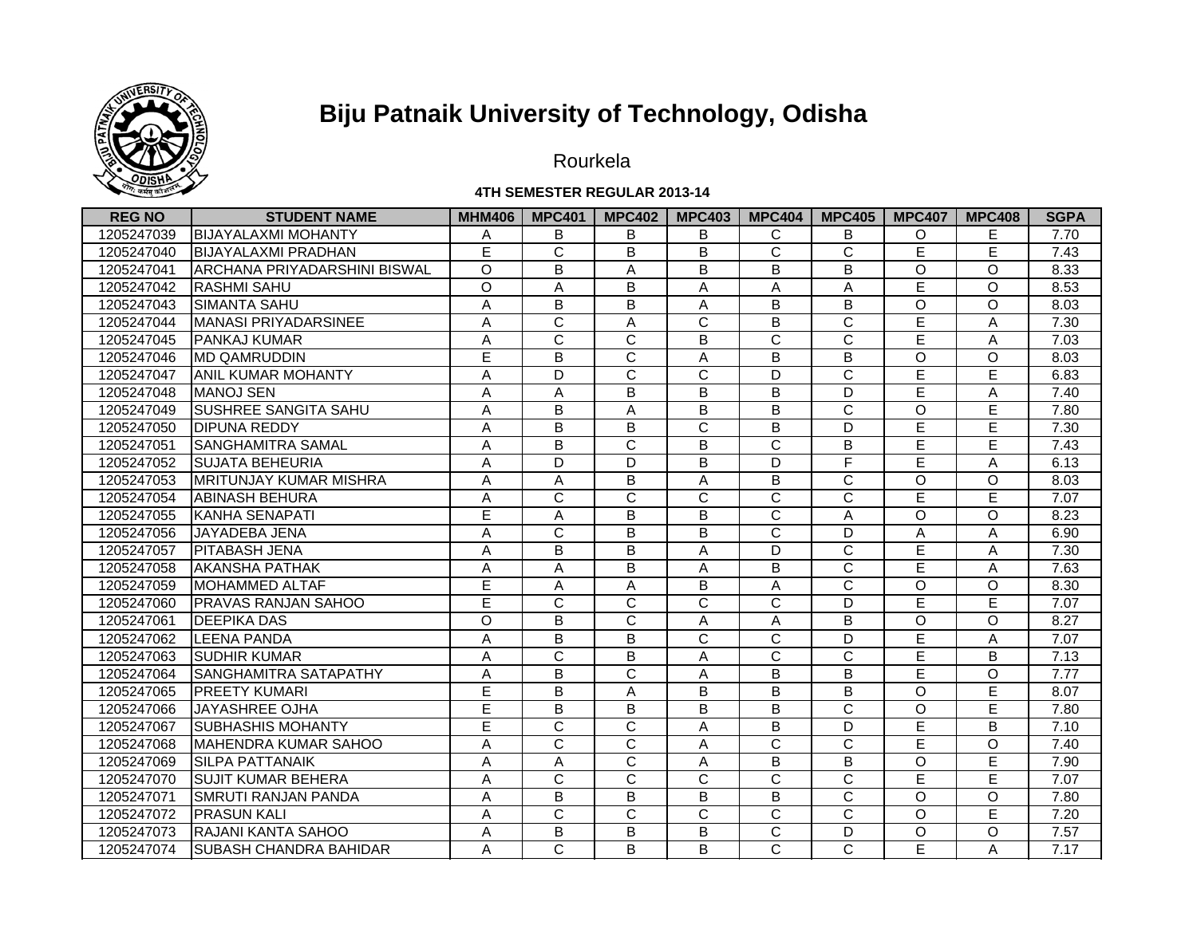# Biju Patnaik University of Technology, Odisha

Rourkela

**4TH SEMESTER REGULAR 2013-14**

| REG NO | STUDENT NAME | MHM406 | MPC401 | MPC402 | MPC403 | MPC404 | MPC405 | MPC407 | MPC408 | SGPA |
|---|---|---|---|---|---|---|---|---|---|---|
| 1205247039 | BIJAYALAXMI MOHANTY | A | B | B | B | C | B | O | E | 7.70 |
| 1205247040 | BIJAYALAXMI PRADHAN | E | C | B | B | C | C | E | E | 7.43 |
| 1205247041 | ARCHANA PRIYADARSHINI BISWAL | O | B | A | B | B | B | O | O | 8.33 |
| 1205247042 | RASHMI SAHU | O | A | B | A | A | A | E | O | 8.53 |
| 1205247043 | SIMANTA SAHU | A | B | B | A | B | B | O | O | 8.03 |
| 1205247044 | MANASI PRIYADARSINEE | A | C | A | C | B | C | E | A | 7.30 |
| 1205247045 | PANKAJ KUMAR | A | C | C | B | C | C | E | A | 7.03 |
| 1205247046 | MD QAMRUDDIN | E | B | C | A | B | B | O | O | 8.03 |
| 1205247047 | ANIL KUMAR MOHANTY | A | D | C | C | D | C | E | E | 6.83 |
| 1205247048 | MANOJ SEN | A | A | B | B | B | D | E | A | 7.40 |
| 1205247049 | SUSHREE SANGITA SAHU | A | B | A | B | B | C | O | E | 7.80 |
| 1205247050 | DIPUNA REDDY | A | B | B | C | B | D | E | E | 7.30 |
| 1205247051 | SANGHAMITRA SAMAL | A | B | C | B | C | B | E | E | 7.43 |
| 1205247052 | SUJATA BEHEURIA | A | D | D | B | D | F | E | A | 6.13 |
| 1205247053 | MRITUNJAY KUMAR MISHRA | A | A | B | A | B | C | O | O | 8.03 |
| 1205247054 | ABINASH BEHURA | A | C | C | C | C | C | E | E | 7.07 |
| 1205247055 | KANHA SENAPATI | E | A | B | B | C | A | O | O | 8.23 |
| 1205247056 | JAYADEBA JENA | A | C | B | B | C | D | A | A | 6.90 |
| 1205247057 | PITABASH JENA | A | B | B | A | D | C | E | A | 7.30 |
| 1205247058 | AKANSHA PATHAK | A | A | B | A | B | C | E | A | 7.63 |
| 1205247059 | MOHAMMED ALTAF | E | A | A | B | A | C | O | O | 8.30 |
| 1205247060 | PRAVAS RANJAN SAHOO | E | C | C | C | C | D | E | E | 7.07 |
| 1205247061 | DEEPIKA DAS | O | B | C | A | A | B | O | O | 8.27 |
| 1205247062 | LEENA PANDA | A | B | B | C | C | D | E | A | 7.07 |
| 1205247063 | SUDHIR KUMAR | A | C | B | A | C | C | E | B | 7.13 |
| 1205247064 | SANGHAMITRA SATAPATHY | A | B | C | A | B | B | E | O | 7.77 |
| 1205247065 | PREETY KUMARI | E | B | A | B | B | B | O | E | 8.07 |
| 1205247066 | JAYASHREE OJHA | E | B | B | B | B | C | O | E | 7.80 |
| 1205247067 | SUBHASHIS MOHANTY | E | C | C | A | B | D | E | B | 7.10 |
| 1205247068 | MAHENDRA KUMAR SAHOO | A | C | C | A | C | C | E | O | 7.40 |
| 1205247069 | SILPA PATTANAIK | A | A | C | A | B | B | O | E | 7.90 |
| 1205247070 | SUJIT KUMAR BEHERA | A | C | C | C | C | C | E | E | 7.07 |
| 1205247071 | SMRUTI RANJAN PANDA | A | B | B | B | B | C | O | O | 7.80 |
| 1205247072 | PRASUN KALI | A | C | C | C | C | C | O | E | 7.20 |
| 1205247073 | RAJANI KANTA SAHOO | A | B | B | B | C | D | O | O | 7.57 |
| 1205247074 | SUBASH CHANDRA BAHIDAR | A | C | B | B | C | C | E | A | 7.17 |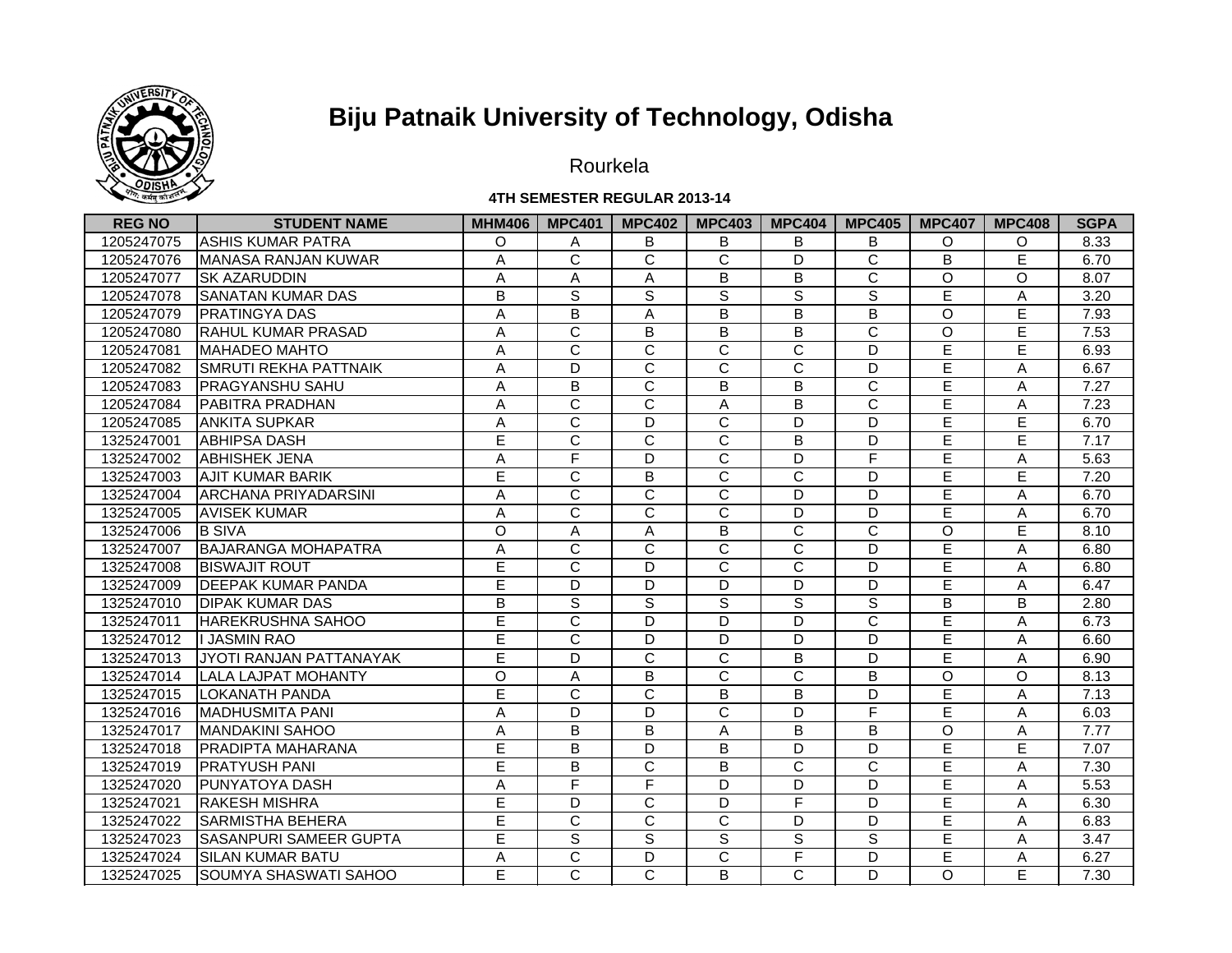# Biju Patnaik University of Technology, Odisha

Rourkela

**4TH SEMESTER REGULAR 2013-14**

| REG NO | STUDENT NAME | MHM406 | MPC401 | MPC402 | MPC403 | MPC404 | MPC405 | MPC407 | MPC408 | SGPA |
|---|---|---|---|---|---|---|---|---|---|---|
| 1205247075 | ASHIS KUMAR PATRA | O | A | B | B | B | B | O | O | 8.33 |
| 1205247076 | MANASA RANJAN KUWAR | A | C | C | C | D | C | B | E | 6.70 |
| 1205247077 | SK AZARUDDIN | A | A | A | B | B | C | O | O | 8.07 |
| 1205247078 | SANATAN KUMAR DAS | B | S | S | S | S | S | E | A | 3.20 |
| 1205247079 | PRATINGYA DAS | A | B | A | B | B | B | O | E | 7.93 |
| 1205247080 | RAHUL KUMAR PRASAD | A | C | B | B | B | C | O | E | 7.53 |
| 1205247081 | MAHADEO MAHTO | A | C | C | C | C | D | E | E | 6.93 |
| 1205247082 | SMRUTI REKHA PATTNAIK | A | D | C | C | C | D | E | A | 6.67 |
| 1205247083 | PRAGYANSHU SAHU | A | B | C | B | B | C | E | A | 7.27 |
| 1205247084 | PABITRA PRADHAN | A | C | C | A | B | C | E | A | 7.23 |
| 1205247085 | ANKITA SUPKAR | A | C | D | C | D | D | E | E | 6.70 |
| 1325247001 | ABHIPSA DASH | E | C | C | C | B | D | E | E | 7.17 |
| 1325247002 | ABHISHEK JENA | A | F | D | C | D | F | E | A | 5.63 |
| 1325247003 | AJIT KUMAR BARIK | E | C | B | C | C | D | E | E | 7.20 |
| 1325247004 | ARCHANA PRIYADARSINI | A | C | C | C | D | D | E | A | 6.70 |
| 1325247005 | AVISEK KUMAR | A | C | C | C | D | D | E | A | 6.70 |
| 1325247006 | B SIVA | O | A | A | B | C | C | O | E | 8.10 |
| 1325247007 | BAJARANGA MOHAPATRA | A | C | C | C | C | D | E | A | 6.80 |
| 1325247008 | BISWAJIT ROUT | E | C | D | C | C | D | E | A | 6.80 |
| 1325247009 | DEEPAK KUMAR PANDA | E | D | D | D | D | D | E | A | 6.47 |
| 1325247010 | DIPAK KUMAR DAS | B | S | S | S | S | S | B | B | 2.80 |
| 1325247011 | HAREKRUSHNA SAHOO | E | C | D | D | D | C | E | A | 6.73 |
| 1325247012 | I JASMIN RAO | E | C | D | D | D | D | E | A | 6.60 |
| 1325247013 | JYOTI RANJAN PATTANAYAK | E | D | C | C | B | D | E | A | 6.90 |
| 1325247014 | LALA LAJPAT MOHANTY | O | A | B | C | C | B | O | O | 8.13 |
| 1325247015 | LOKANATH PANDA | E | C | C | B | B | D | E | A | 7.13 |
| 1325247016 | MADHUSMITA PANI | A | D | D | C | D | F | E | A | 6.03 |
| 1325247017 | MANDAKINI SAHOO | A | B | B | A | B | B | O | A | 7.77 |
| 1325247018 | PRADIPTA MAHARANA | E | B | D | B | D | D | E | E | 7.07 |
| 1325247019 | PRATYUSH PANI | E | B | C | B | C | C | E | A | 7.30 |
| 1325247020 | PUNYATOYA DASH | A | F | F | D | D | D | E | A | 5.53 |
| 1325247021 | RAKESH MISHRA | E | D | C | D | F | D | E | A | 6.30 |
| 1325247022 | SARMISTHA BEHERA | E | C | C | C | D | D | E | A | 6.83 |
| 1325247023 | SASANPURI SAMEER GUPTA | E | S | S | S | S | S | E | A | 3.47 |
| 1325247024 | SILAN KUMAR BATU | A | C | D | C | F | D | E | A | 6.27 |
| 1325247025 | SOUMYA SHASWATI SAHOO | E | C | C | B | C | D | O | E | 7.30 |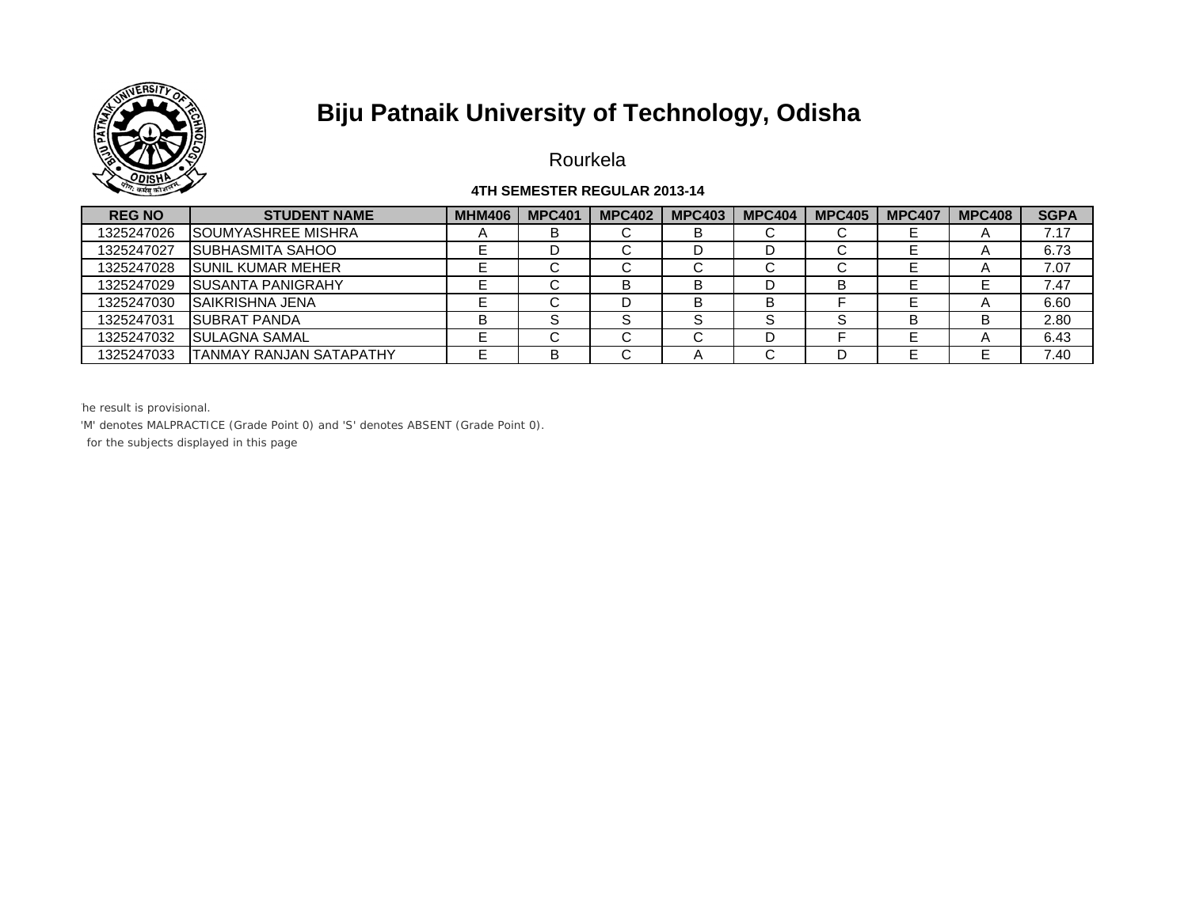# Biju Patnaik University of Technology, Odisha

Rourkela

**4TH SEMESTER REGULAR 2013-14**

| REG NO | STUDENT NAME | MHM406 | MPC401 | MPC402 | MPC403 | MPC404 | MPC405 | MPC407 | MPC408 | SGPA |
|---|---|---|---|---|---|---|---|---|---|---|
| 1325247026 | SOUMYASHREE MISHRA | A | B | C | B | C | C | E | A | 7.17 |
| 1325247027 | SUBHASMITA SAHOO | E | D | C | D | D | C | E | A | 6.73 |
| 1325247028 | SUNIL KUMAR MEHER | E | C | C | C | C | C | E | A | 7.07 |
| 1325247029 | SUSANTA PANIGRAHY | E | C | B | B | D | B | E | E | 7.47 |
| 1325247030 | SAIKRISHNA JENA | E | C | D | B | B | F | E | A | 6.60 |
| 1325247031 | SUBRAT PANDA | B | S | S | S | S | S | B | B | 2.80 |
| 1325247032 | SULAGNA SAMAL | E | C | C | C | D | F | E | A | 6.43 |
| 1325247033 | TANMAY RANJAN SATAPATHY | E | B | C | A | C | D | E | E | 7.40 |

he result is provisional.

'M' denotes MALPRACTICE (Grade Point 0) and 'S' denotes ABSENT (Grade Point 0).

for the subjects displayed in this page